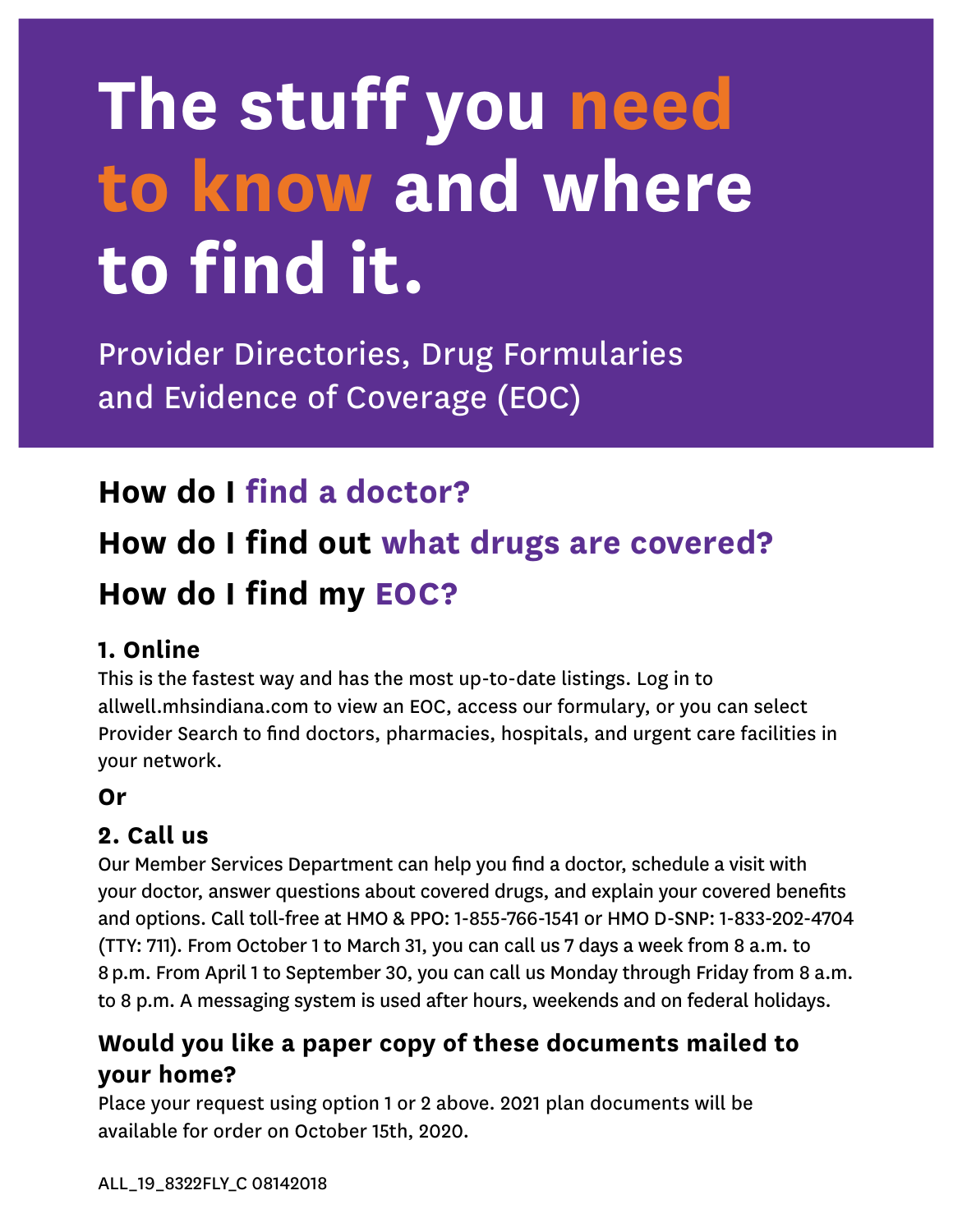# The stuff you need to know and where to find it.

Provider Directories, Drug Formularies and Evidence of Coverage (EOC)

## How do I find a doctor?

## How do I find out what drugs are covered?

## How do I find my EOC?

### 1. Online

This is the fastest way and has the most up-to-date listings. Log in to allwell.mhsindiana.com to view an EOC, access our formulary, or you can select Provider Search to find doctors, pharmacies, hospitals, and urgent care facilities in your network.

**Or**

### 2. Call us

Our Member Services Department can help you find a doctor, schedule a visit with your doctor, answer questions about covered drugs, and explain your covered benefits and options. Call toll-free at HMO & PPO: 1-855-766-1541 or HMO D-SNP: 1-833-202-4704 (TTY: 711). From October 1 to March 31, you can call us 7 days a week from 8 a.m. to 8 p.m. From April 1 to September 30, you can call us Monday through Friday from 8 a.m. to 8 p.m. A messaging system is used after hours, weekends and on federal holidays.

### Would you like a paper copy of these documents mailed to your home?

Place your request using option 1 or 2 above. 2021 plan documents will be available for order on October 15th, 2020.

ALL_19_8322FLY_C 08142018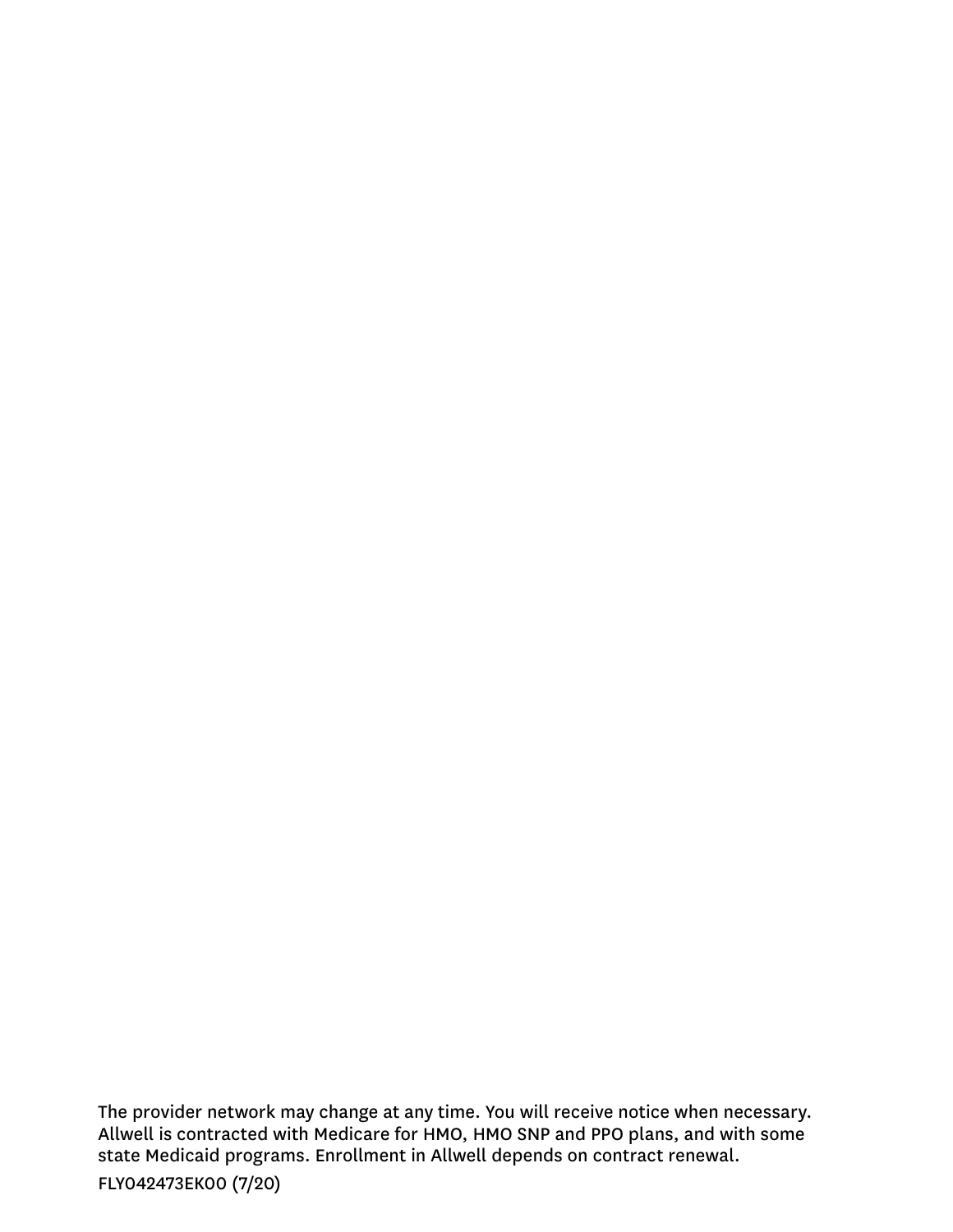The provider network may change at any time. You will receive notice when necessary. Allwell is contracted with Medicare for HMO, HMO SNP and PPO plans, and with some state Medicaid programs. Enrollment in Allwell depends on contract renewal.

FLY042473EK00 (7/20)